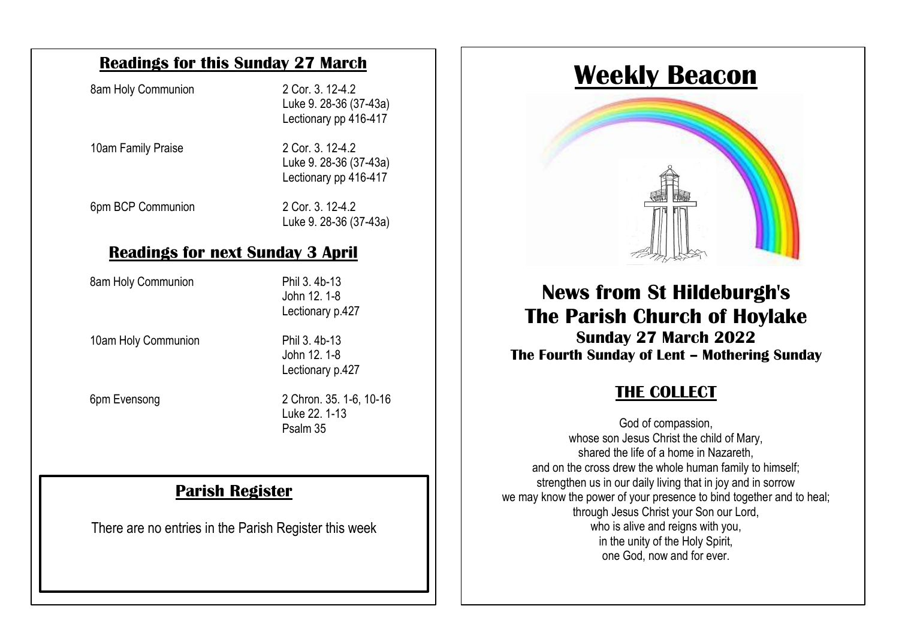## Readings for this Sunday 27 March

| | |
|---|---|
| 8am Holy Communion | 2 Cor. 3. 12-4.2<br>Luke 9. 28-36 (37-43a)<br>Lectionary pp 416-417 |
| 10am Family Praise | 2 Cor. 3. 12-4.2<br>Luke 9. 28-36 (37-43a)<br>Lectionary pp 416-417 |
| 6pm BCP Communion | 2 Cor. 3. 12-4.2<br>Luke 9. 28-36 (37-43a) |

## Readings for next Sunday 3 April

| | |
|---|---|
| 8am Holy Communion | Phil 3. 4b-13<br>John 12. 1-8<br>Lectionary p.427 |
| 10am Holy Communion | Phil 3. 4b-13<br>John 12. 1-8<br>Lectionary p.427 |
| 6pm Evensong | 2 Chron. 35. 1-6, 10-16<br>Luke 22. 1-13<br>Psalm 35 |

## Parish Register

There are no entries in the Parish Register this week

# Weekly Beacon

## News from St Hildeburgh's The Parish Church of Hoylake

**Sunday 27 March 2022**

**The Fourth Sunday of Lent – Mothering Sunday**

## THE COLLECT

God of compassion,
whose son Jesus Christ the child of Mary,
shared the life of a home in Nazareth,
and on the cross drew the whole human family to himself;
strengthen us in our daily living that in joy and in sorrow
we may know the power of your presence to bind together and to heal;
through Jesus Christ your Son our Lord,
who is alive and reigns with you,
in the unity of the Holy Spirit,
one God, now and for ever.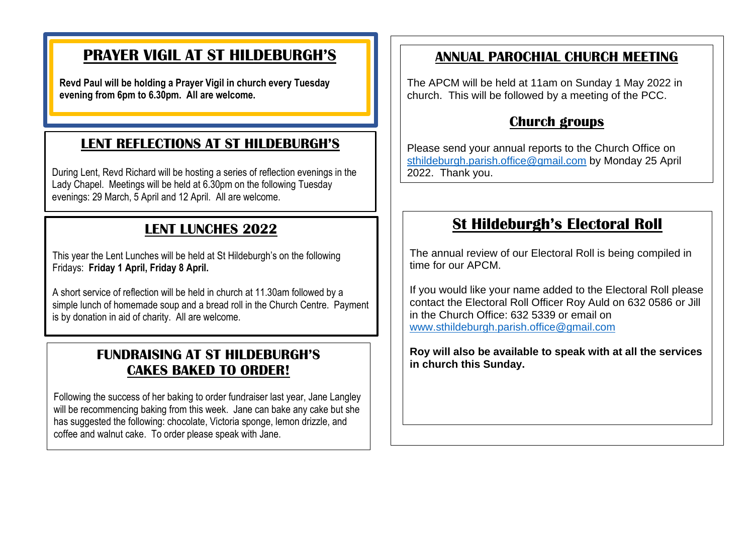## PRAYER VIGIL AT ST HILDEBURGH'S

**Revd Paul will be holding a Prayer Vigil in church every Tuesday evening from 6pm to 6.30pm. All are welcome.**

## LENT REFLECTIONS AT ST HILDEBURGH'S

During Lent, Revd Richard will be hosting a series of reflection evenings in the Lady Chapel. Meetings will be held at 6.30pm on the following Tuesday evenings: 29 March, 5 April and 12 April. All are welcome.

## LENT LUNCHES 2022

This year the Lent Lunches will be held at St Hildeburgh's on the following Fridays: **Friday 1 April, Friday 8 April.**

A short service of reflection will be held in church at 11.30am followed by a simple lunch of homemade soup and a bread roll in the Church Centre. Payment is by donation in aid of charity. All are welcome.

## FUNDRAISING AT ST HILDEBURGH'S CAKES BAKED TO ORDER!

Following the success of her baking to order fundraiser last year, Jane Langley will be recommencing baking from this week. Jane can bake any cake but she has suggested the following: chocolate, Victoria sponge, lemon drizzle, and coffee and walnut cake. To order please speak with Jane.

## ANNUAL PAROCHIAL CHURCH MEETING

The APCM will be held at 11am on Sunday 1 May 2022 in church. This will be followed by a meeting of the PCC.

### Church groups

Please send your annual reports to the Church Office on sthildeburgh.parish.office@gmail.com by Monday 25 April 2022. Thank you.

## St Hildeburgh's Electoral Roll

The annual review of our Electoral Roll is being compiled in time for our APCM.

If you would like your name added to the Electoral Roll please contact the Electoral Roll Officer Roy Auld on 632 0586 or Jill in the Church Office: 632 5339 or email on www.sthildeburgh.parish.office@gmail.com

**Roy will also be available to speak with at all the services in church this Sunday.**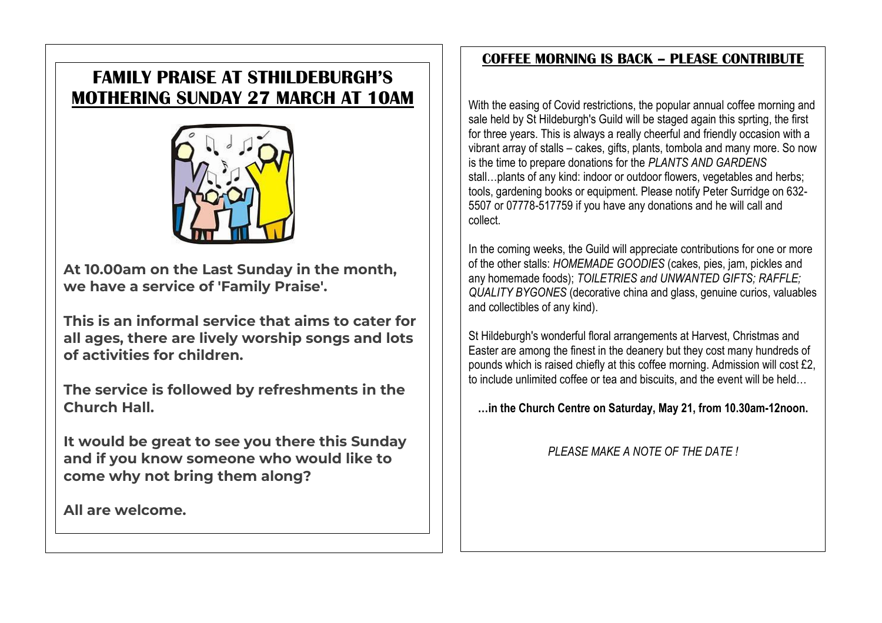## FAMILY PRAISE AT STHILDEBURGH'S MOTHERING SUNDAY 27 MARCH AT 10AM

**At 10.00am on the Last Sunday in the month, we have a service of 'Family Praise'.**

**This is an informal service that aims to cater for all ages, there are lively worship songs and lots of activities for children.**

**The service is followed by refreshments in the Church Hall.**

**It would be great to see you there this Sunday and if you know someone who would like to come why not bring them along?**

**All are welcome.**

## COFFEE MORNING IS BACK – PLEASE CONTRIBUTE

With the easing of Covid restrictions, the popular annual coffee morning and sale held by St Hildeburgh's Guild will be staged again this sprting, the first for three years. This is always a really cheerful and friendly occasion with a vibrant array of stalls – cakes, gifts, plants, tombola and many more. So now is the time to prepare donations for the *PLANTS AND GARDENS* stall…plants of any kind: indoor or outdoor flowers, vegetables and herbs; tools, gardening books or equipment. Please notify Peter Surridge on 632-5507 or 07778-517759 if you have any donations and he will call and collect.

In the coming weeks, the Guild will appreciate contributions for one or more of the other stalls: *HOMEMADE GOODIES* (cakes, pies, jam, pickles and any homemade foods); *TOILETRIES and UNWANTED GIFTS; RAFFLE; QUALITY BYGONES* (decorative china and glass, genuine curios, valuables and collectibles of any kind).

St Hildeburgh's wonderful floral arrangements at Harvest, Christmas and Easter are among the finest in the deanery but they cost many hundreds of pounds which is raised chiefly at this coffee morning. Admission will cost £2, to include unlimited coffee or tea and biscuits, and the event will be held…

**…in the Church Centre on Saturday, May 21, from 10.30am-12noon.**

*PLEASE MAKE A NOTE OF THE DATE !*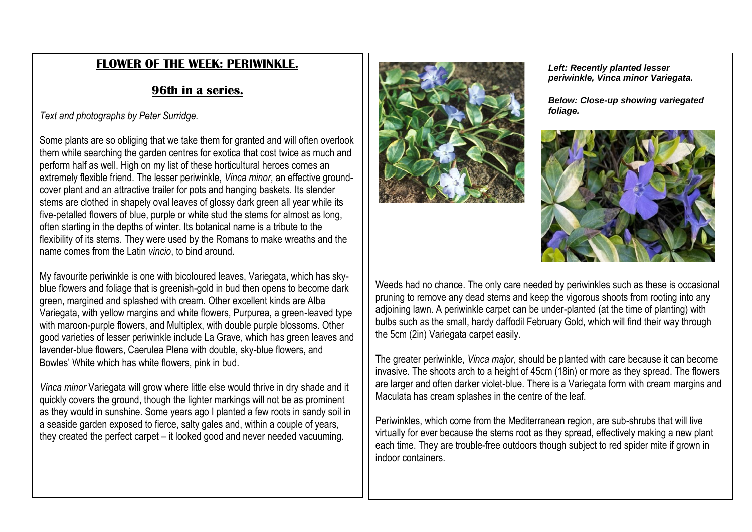## FLOWER OF THE WEEK: PERIWINKLE.

### 96th in a series.

*Text and photographs by Peter Surridge.*

Some plants are so obliging that we take them for granted and will often overlook them while searching the garden centres for exotica that cost twice as much and perform half as well. High on my list of these horticultural heroes comes an extremely flexible friend. The lesser periwinkle, *Vinca minor*, an effective ground-cover plant and an attractive trailer for pots and hanging baskets. Its slender stems are clothed in shapely oval leaves of glossy dark green all year while its five-petalled flowers of blue, purple or white stud the stems for almost as long, often starting in the depths of winter. Its botanical name is a tribute to the flexibility of its stems. They were used by the Romans to make wreaths and the name comes from the Latin *vincio*, to bind around.

My favourite periwinkle is one with bicoloured leaves, Variegata, which has sky-blue flowers and foliage that is greenish-gold in bud then opens to become dark green, margined and splashed with cream. Other excellent kinds are Alba Variegata, with yellow margins and white flowers, Purpurea, a green-leaved type with maroon-purple flowers, and Multiplex, with double purple blossoms. Other good varieties of lesser periwinkle include La Grave, which has green leaves and lavender-blue flowers, Caerulea Plena with double, sky-blue flowers, and Bowles' White which has white flowers, pink in bud.

*Vinca minor* Variegata will grow where little else would thrive in dry shade and it quickly covers the ground, though the lighter markings will not be as prominent as they would in sunshine. Some years ago I planted a few roots in sandy soil in a seaside garden exposed to fierce, salty gales and, within a couple of years, they created the perfect carpet – it looked good and never needed vacuuming.

***Left: Recently planted lesser periwinkle, Vinca minor Variegata.***

***Below: Close-up showing variegated foliage.***

Weeds had no chance. The only care needed by periwinkles such as these is occasional pruning to remove any dead stems and keep the vigorous shoots from rooting into any adjoining lawn. A periwinkle carpet can be under-planted (at the time of planting) with bulbs such as the small, hardy daffodil February Gold, which will find their way through the 5cm (2in) Variegata carpet easily.

The greater periwinkle, *Vinca major*, should be planted with care because it can become invasive. The shoots arch to a height of 45cm (18in) or more as they spread. The flowers are larger and often darker violet-blue. There is a Variegata form with cream margins and Maculata has cream splashes in the centre of the leaf.

Periwinkles, which come from the Mediterranean region, are sub-shrubs that will live virtually for ever because the stems root as they spread, effectively making a new plant each time. They are trouble-free outdoors though subject to red spider mite if grown in indoor containers.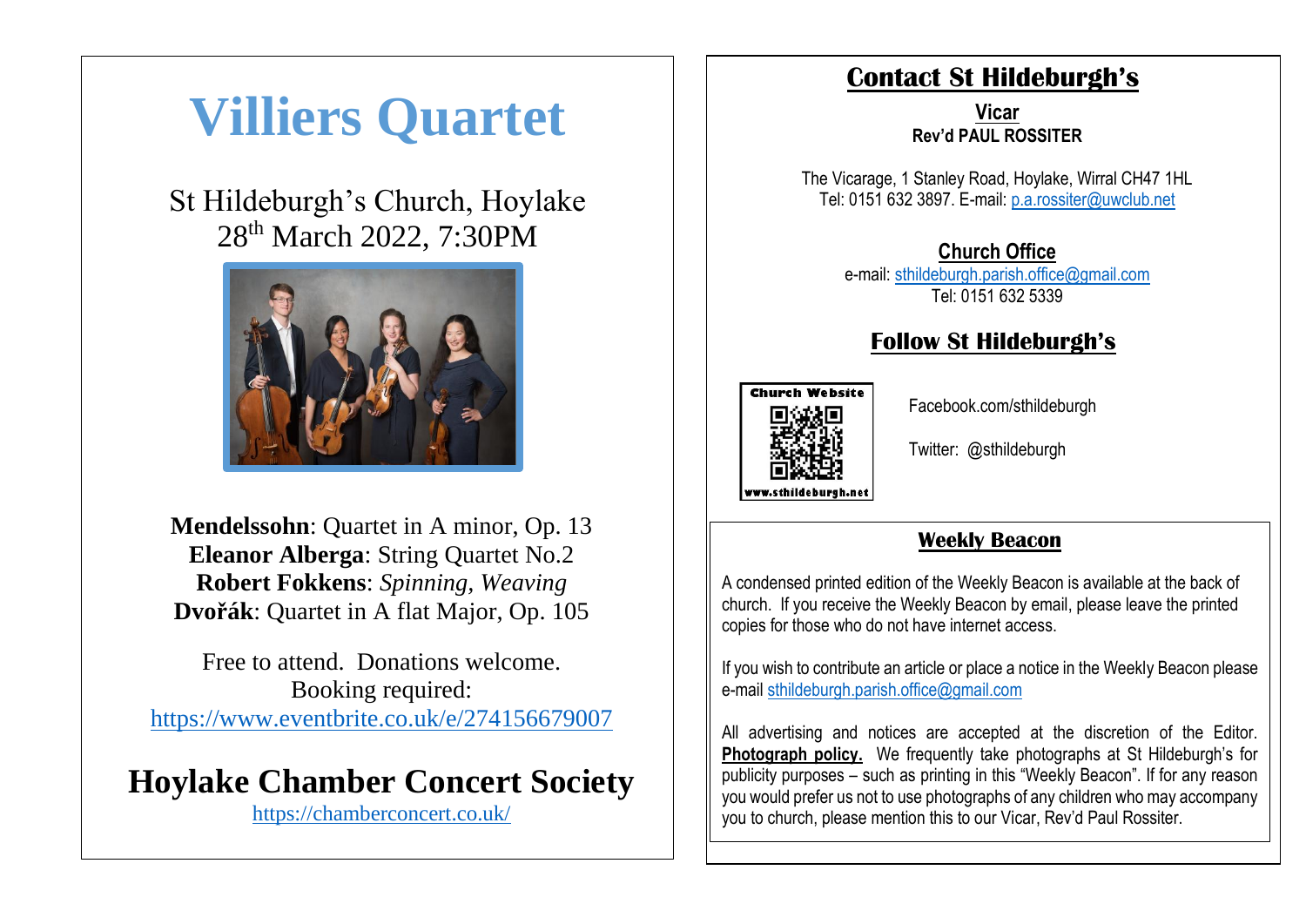# Villiers Quartet

St Hildeburgh's Church, Hoylake
28th March 2022, 7:30PM

**Mendelssohn**: Quartet in A minor, Op. 13
**Eleanor Alberga**: String Quartet No.2
**Robert Fokkens**: *Spinning, Weaving*
**Dvořák**: Quartet in A flat Major, Op. 105

Free to attend. Donations welcome.
Booking required:
https://www.eventbrite.co.uk/e/274156679007

## Hoylake Chamber Concert Society

https://chamberconcert.co.uk/

## Contact St Hildeburgh's

**Vicar**
**Rev'd PAUL ROSSITER**

The Vicarage, 1 Stanley Road, Hoylake, Wirral CH47 1HL
Tel: 0151 632 3897. E-mail: p.a.rossiter@uwclub.net

**Church Office**
e-mail: sthildeburgh.parish.office@gmail.com
Tel: 0151 632 5339

## Follow St Hildeburgh's

Church Website
www.sthildeburgh.net

Facebook.com/sthildeburgh

Twitter: @sthildeburgh

### Weekly Beacon

A condensed printed edition of the Weekly Beacon is available at the back of church. If you receive the Weekly Beacon by email, please leave the printed copies for those who do not have internet access.

If you wish to contribute an article or place a notice in the Weekly Beacon please e-mail sthildeburgh.parish.office@gmail.com

All advertising and notices are accepted at the discretion of the Editor. **Photograph policy.** We frequently take photographs at St Hildeburgh's for publicity purposes – such as printing in this "Weekly Beacon". If for any reason you would prefer us not to use photographs of any children who may accompany you to church, please mention this to our Vicar, Rev'd Paul Rossiter.